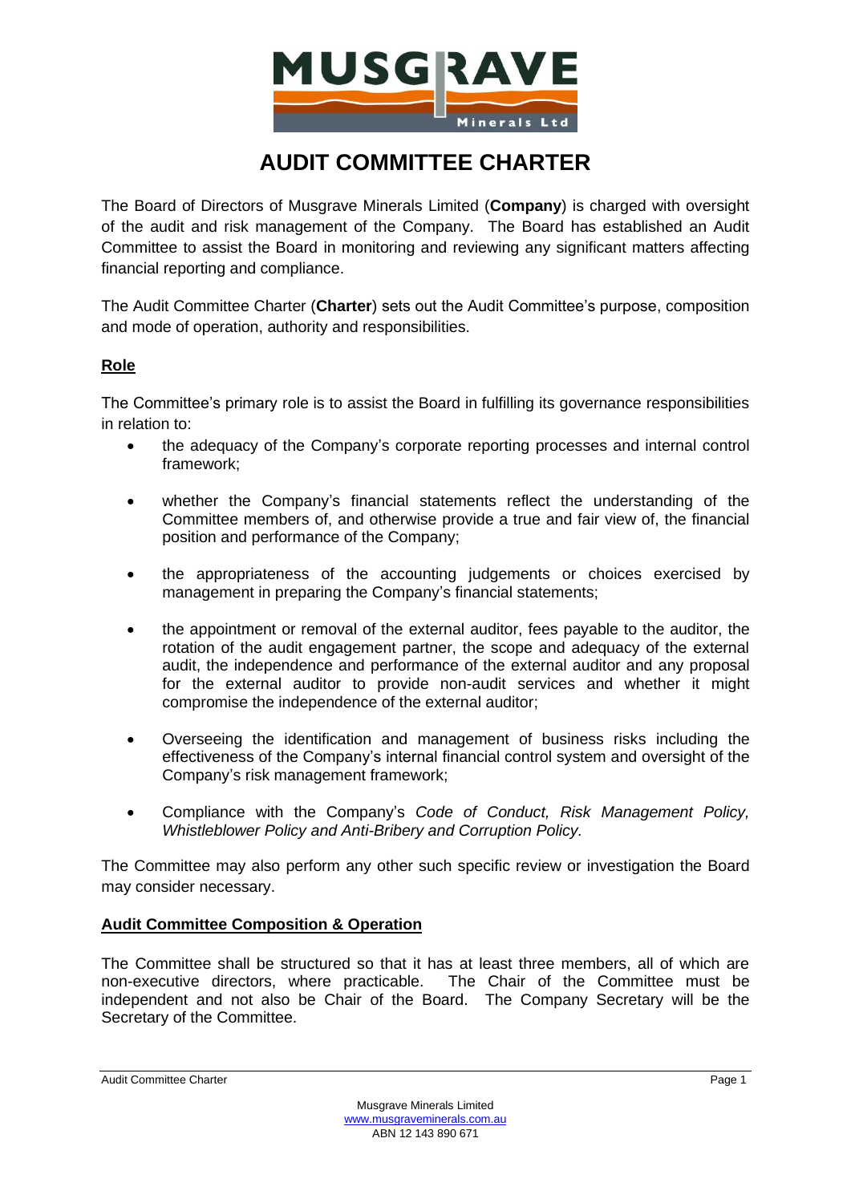# AUDIT COMMITTEE CHARTER

The Board of Directors of Musgrave Minerals Limited (**Company**) is charged with oversight of the audit and risk management of the Company. The Board has established an Audit Committee to assist the Board in monitoring and reviewing any significant matters affecting financial reporting and compliance.

The Audit Committee Charter (**Charter**) sets out the Audit Committee's purpose, composition and mode of operation, authority and responsibilities.

## Role

The Committee's primary role is to assist the Board in fulfilling its governance responsibilities in relation to:

- the adequacy of the Company's corporate reporting processes and internal control framework;
- whether the Company's financial statements reflect the understanding of the Committee members of, and otherwise provide a true and fair view of, the financial position and performance of the Company;
- the appropriateness of the accounting judgements or choices exercised by management in preparing the Company's financial statements;
- the appointment or removal of the external auditor, fees payable to the auditor, the rotation of the audit engagement partner, the scope and adequacy of the external audit, the independence and performance of the external auditor and any proposal for the external auditor to provide non-audit services and whether it might compromise the independence of the external auditor;
- Overseeing the identification and management of business risks including the effectiveness of the Company's internal financial control system and oversight of the Company's risk management framework;
- Compliance with the Company's *Code of Conduct, Risk Management Policy, Whistleblower Policy and Anti-Bribery and Corruption Policy.*

The Committee may also perform any other such specific review or investigation the Board may consider necessary.

## Audit Committee Composition & Operation

The Committee shall be structured so that it has at least three members, all of which are non-executive directors, where practicable. The Chair of the Committee must be independent and not also be Chair of the Board. The Company Secretary will be the Secretary of the Committee.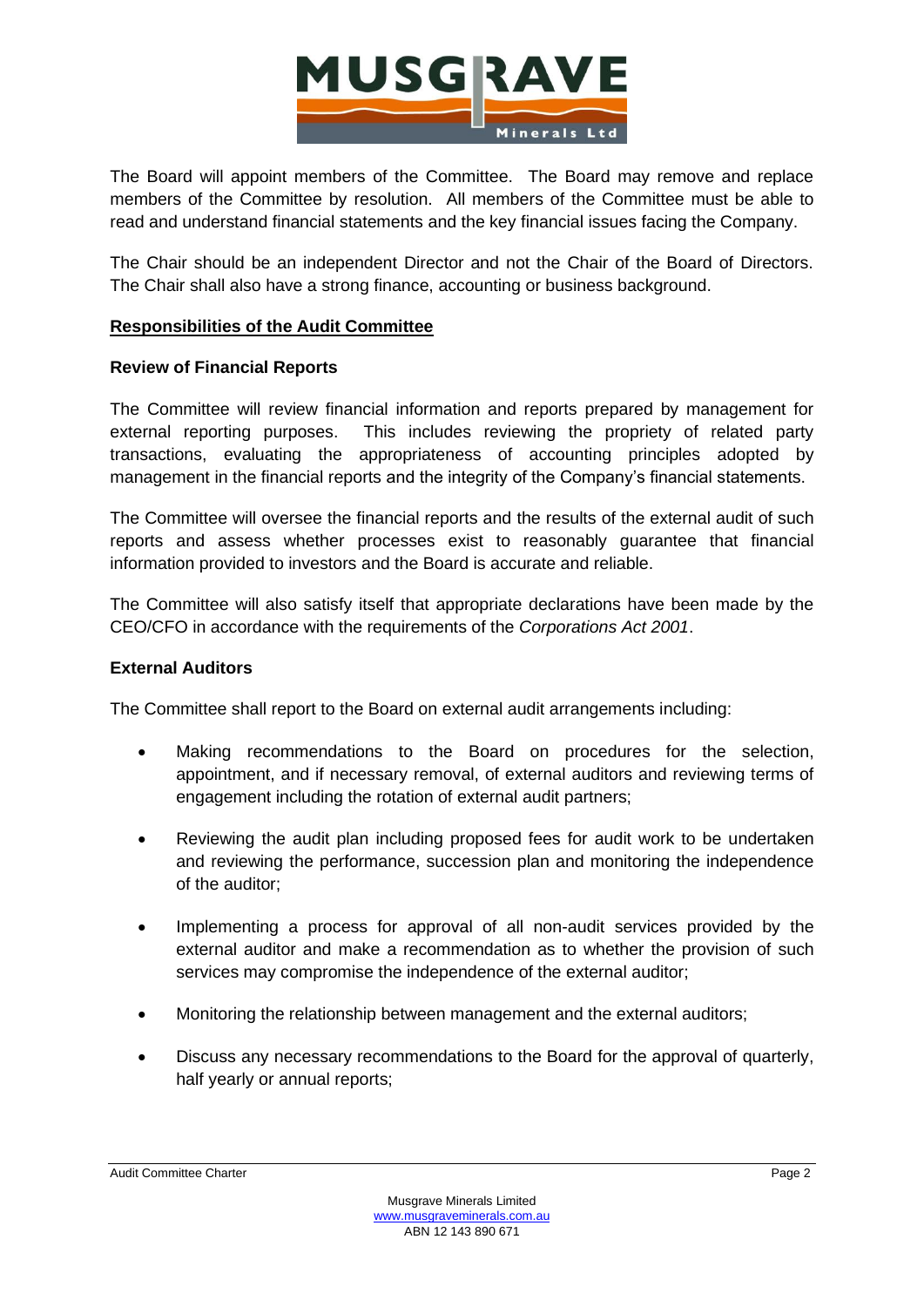The Board will appoint members of the Committee. The Board may remove and replace members of the Committee by resolution. All members of the Committee must be able to read and understand financial statements and the key financial issues facing the Company.

The Chair should be an independent Director and not the Chair of the Board of Directors. The Chair shall also have a strong finance, accounting or business background.

## Responsibilities of the Audit Committee

### Review of Financial Reports

The Committee will review financial information and reports prepared by management for external reporting purposes. This includes reviewing the propriety of related party transactions, evaluating the appropriateness of accounting principles adopted by management in the financial reports and the integrity of the Company's financial statements.

The Committee will oversee the financial reports and the results of the external audit of such reports and assess whether processes exist to reasonably guarantee that financial information provided to investors and the Board is accurate and reliable.

The Committee will also satisfy itself that appropriate declarations have been made by the CEO/CFO in accordance with the requirements of the *Corporations Act 2001*.

### External Auditors

The Committee shall report to the Board on external audit arrangements including:

- Making recommendations to the Board on procedures for the selection, appointment, and if necessary removal, of external auditors and reviewing terms of engagement including the rotation of external audit partners;
- Reviewing the audit plan including proposed fees for audit work to be undertaken and reviewing the performance, succession plan and monitoring the independence of the auditor;
- Implementing a process for approval of all non-audit services provided by the external auditor and make a recommendation as to whether the provision of such services may compromise the independence of the external auditor;
- Monitoring the relationship between management and the external auditors;
- Discuss any necessary recommendations to the Board for the approval of quarterly, half yearly or annual reports;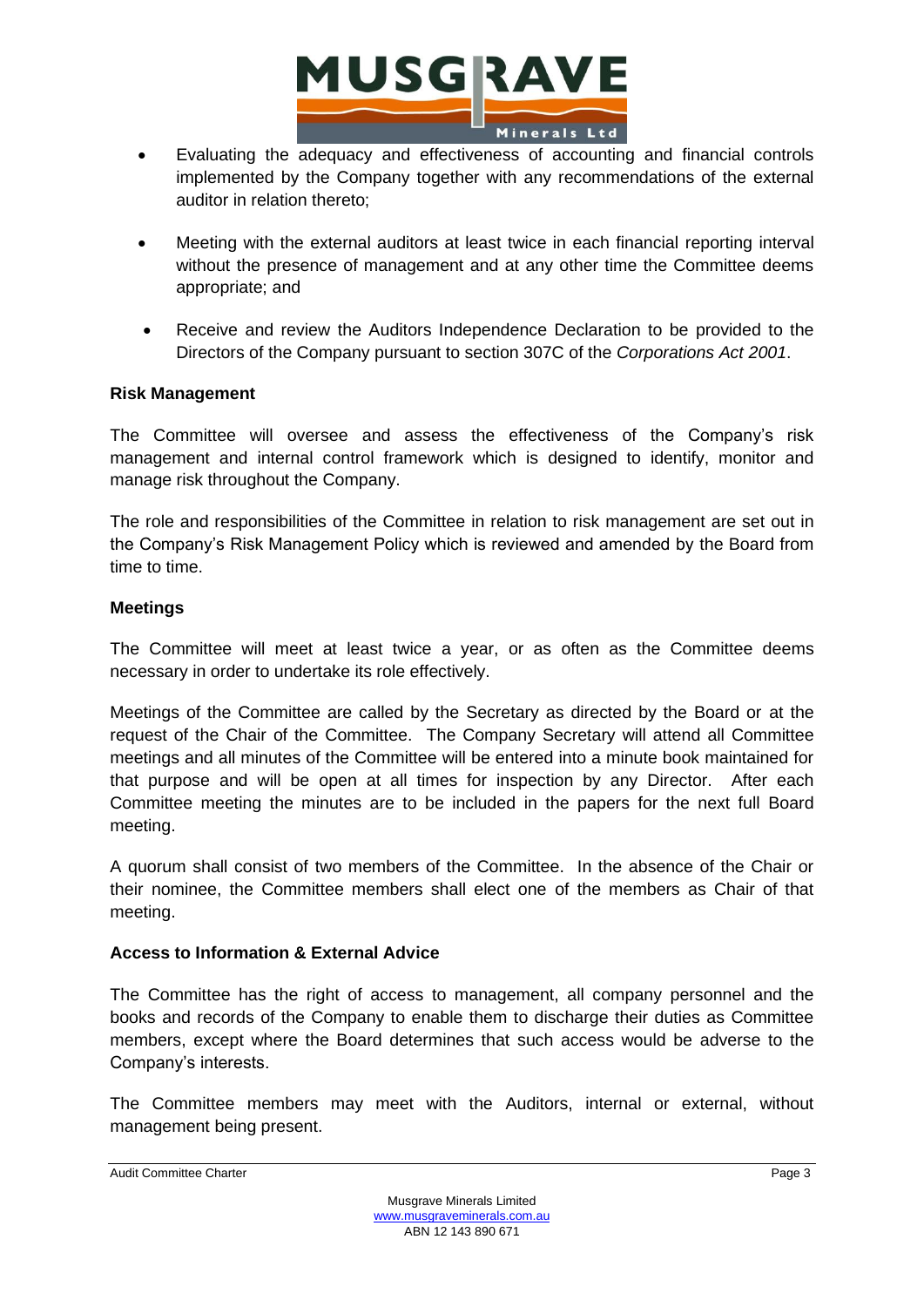- Evaluating the adequacy and effectiveness of accounting and financial controls implemented by the Company together with any recommendations of the external auditor in relation thereto;
- Meeting with the external auditors at least twice in each financial reporting interval without the presence of management and at any other time the Committee deems appropriate; and
- Receive and review the Auditors Independence Declaration to be provided to the Directors of the Company pursuant to section 307C of the *Corporations Act 2001*.

**Risk Management**

The Committee will oversee and assess the effectiveness of the Company's risk management and internal control framework which is designed to identify, monitor and manage risk throughout the Company.

The role and responsibilities of the Committee in relation to risk management are set out in the Company's Risk Management Policy which is reviewed and amended by the Board from time to time.

**Meetings**

The Committee will meet at least twice a year, or as often as the Committee deems necessary in order to undertake its role effectively.

Meetings of the Committee are called by the Secretary as directed by the Board or at the request of the Chair of the Committee. The Company Secretary will attend all Committee meetings and all minutes of the Committee will be entered into a minute book maintained for that purpose and will be open at all times for inspection by any Director. After each Committee meeting the minutes are to be included in the papers for the next full Board meeting.

A quorum shall consist of two members of the Committee. In the absence of the Chair or their nominee, the Committee members shall elect one of the members as Chair of that meeting.

**Access to Information & External Advice**

The Committee has the right of access to management, all company personnel and the books and records of the Company to enable them to discharge their duties as Committee members, except where the Board determines that such access would be adverse to the Company's interests.

The Committee members may meet with the Auditors, internal or external, without management being present.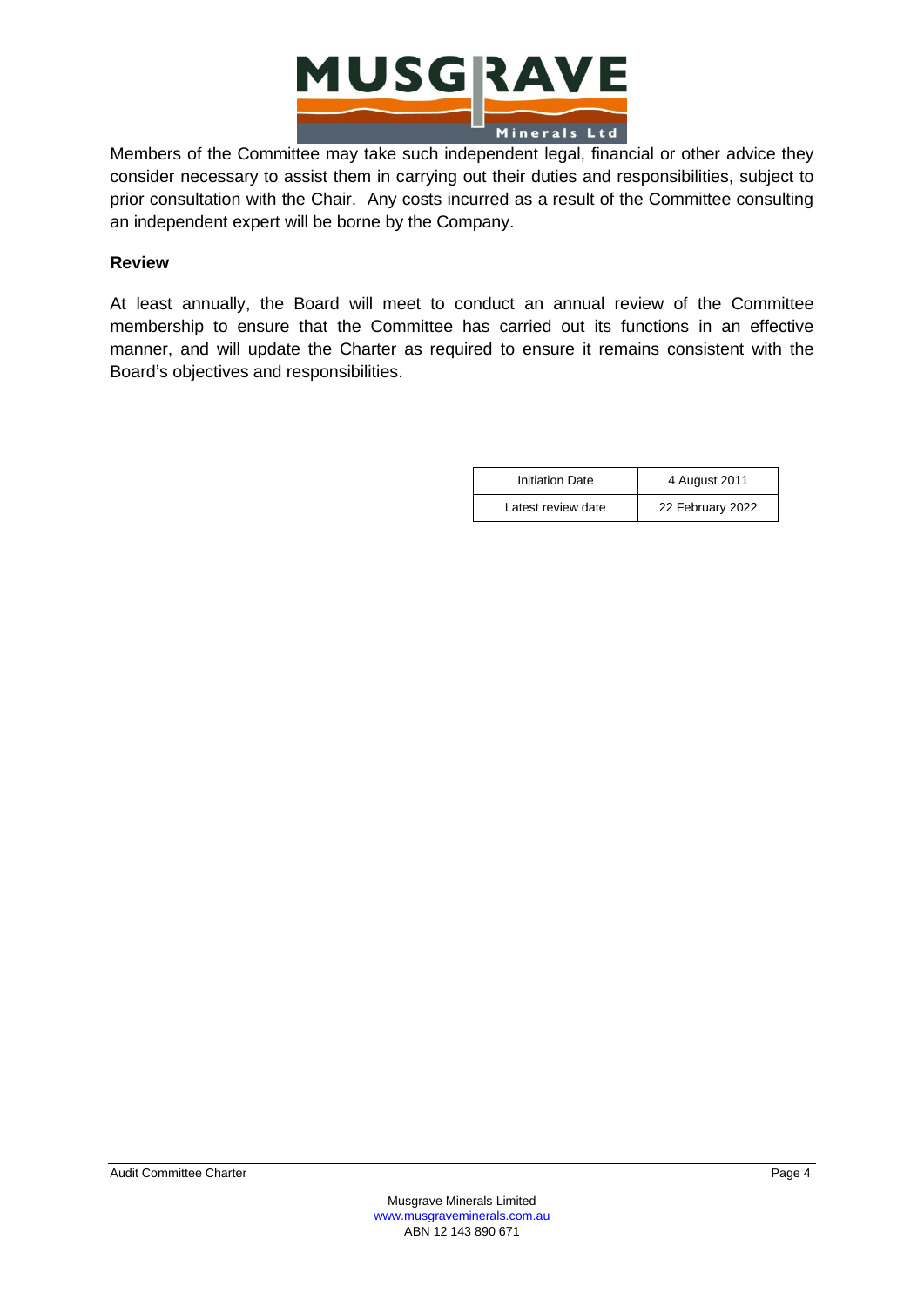Members of the Committee may take such independent legal, financial or other advice they consider necessary to assist them in carrying out their duties and responsibilities, subject to prior consultation with the Chair. Any costs incurred as a result of the Committee consulting an independent expert will be borne by the Company.

**Review**

At least annually, the Board will meet to conduct an annual review of the Committee membership to ensure that the Committee has carried out its functions in an effective manner, and will update the Charter as required to ensure it remains consistent with the Board's objectives and responsibilities.

| | |
|---|---|
| Initiation Date | 4 August 2011 |
| Latest review date | 22 February 2022 |